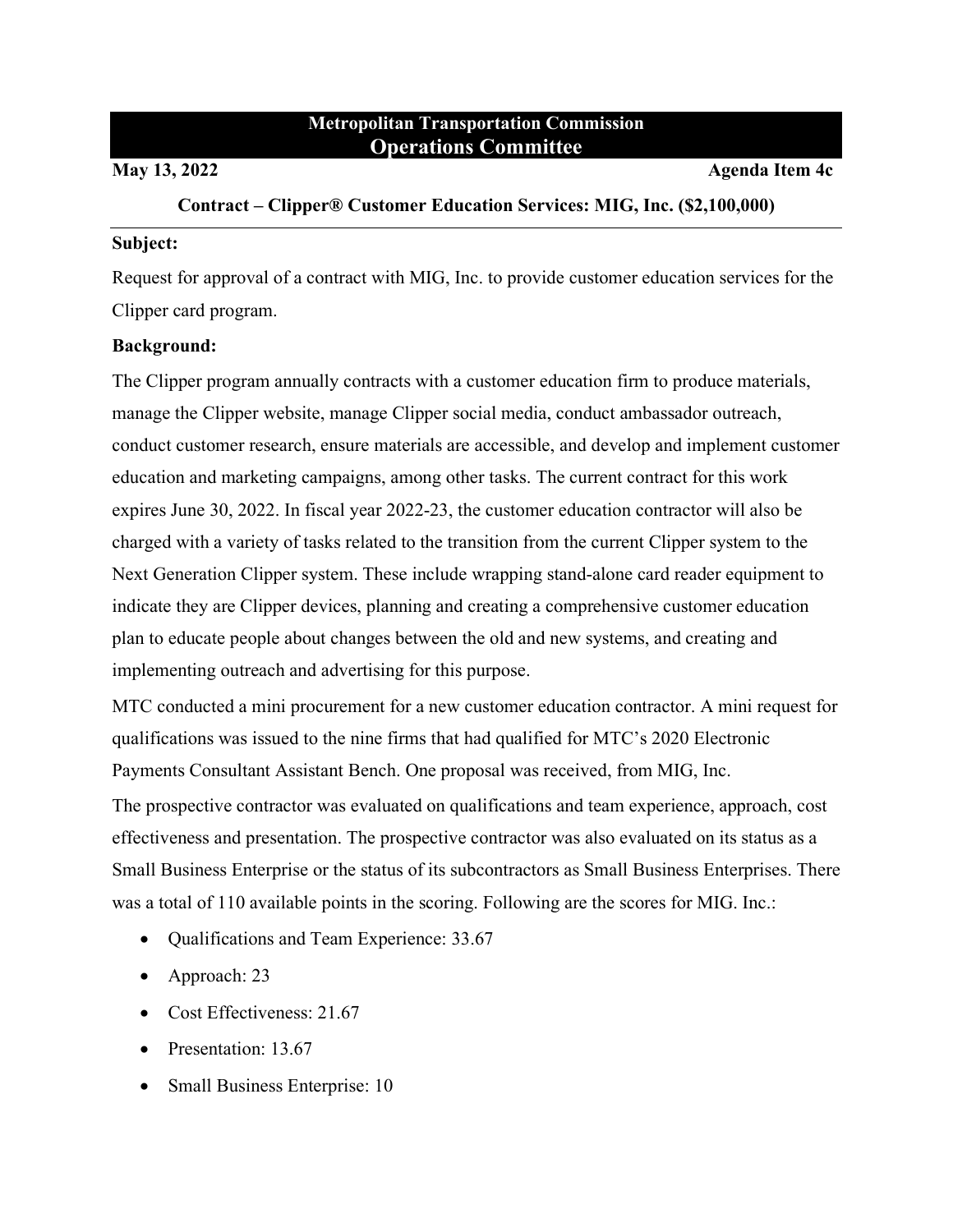# Metropolitan Transportation Commission
## Operations Committee

**May 13, 2022** **Agenda Item 4c**

### Contract – Clipper® Customer Education Services: MIG, Inc. ($2,100,000)

---

**Subject:**

Request for approval of a contract with MIG, Inc. to provide customer education services for the Clipper card program.

**Background:**

The Clipper program annually contracts with a customer education firm to produce materials, manage the Clipper website, manage Clipper social media, conduct ambassador outreach, conduct customer research, ensure materials are accessible, and develop and implement customer education and marketing campaigns, among other tasks. The current contract for this work expires June 30, 2022. In fiscal year 2022-23, the customer education contractor will also be charged with a variety of tasks related to the transition from the current Clipper system to the Next Generation Clipper system. These include wrapping stand-alone card reader equipment to indicate they are Clipper devices, planning and creating a comprehensive customer education plan to educate people about changes between the old and new systems, and creating and implementing outreach and advertising for this purpose.

MTC conducted a mini procurement for a new customer education contractor. A mini request for qualifications was issued to the nine firms that had qualified for MTC's 2020 Electronic Payments Consultant Assistant Bench. One proposal was received, from MIG, Inc.

The prospective contractor was evaluated on qualifications and team experience, approach, cost effectiveness and presentation. The prospective contractor was also evaluated on its status as a Small Business Enterprise or the status of its subcontractors as Small Business Enterprises. There was a total of 110 available points in the scoring. Following are the scores for MIG. Inc.:

- Qualifications and Team Experience: 33.67
- Approach: 23
- Cost Effectiveness: 21.67
- Presentation: 13.67
- Small Business Enterprise: 10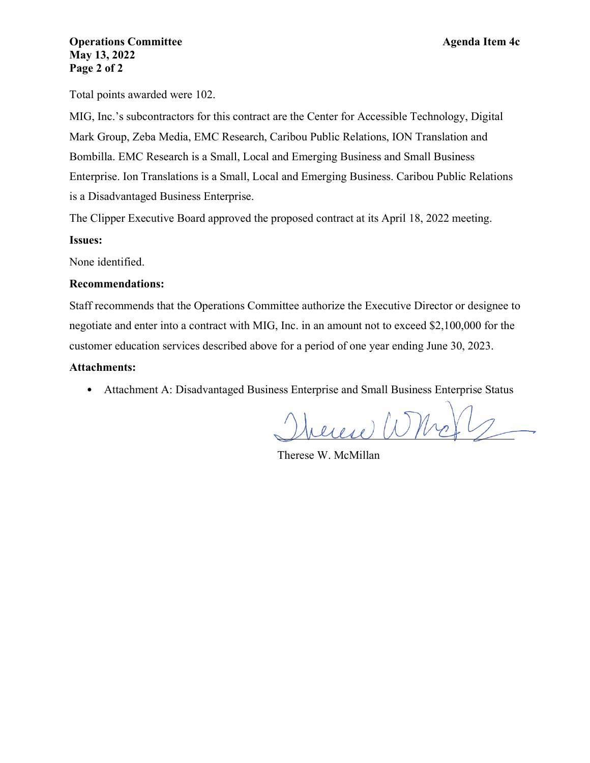Total points awarded were 102.

MIG, Inc.'s subcontractors for this contract are the Center for Accessible Technology, Digital Mark Group, Zeba Media, EMC Research, Caribou Public Relations, ION Translation and Bombilla. EMC Research is a Small, Local and Emerging Business and Small Business Enterprise. Ion Translations is a Small, Local and Emerging Business. Caribou Public Relations is a Disadvantaged Business Enterprise.

The Clipper Executive Board approved the proposed contract at its April 18, 2022 meeting.

**Issues:**

None identified.

**Recommendations:**

Staff recommends that the Operations Committee authorize the Executive Director or designee to negotiate and enter into a contract with MIG, Inc. in an amount not to exceed $2,100,000 for the customer education services described above for a period of one year ending June 30, 2023.

**Attachments:**

- Attachment A: Disadvantaged Business Enterprise and Small Business Enterprise Status

Therese W. McMillan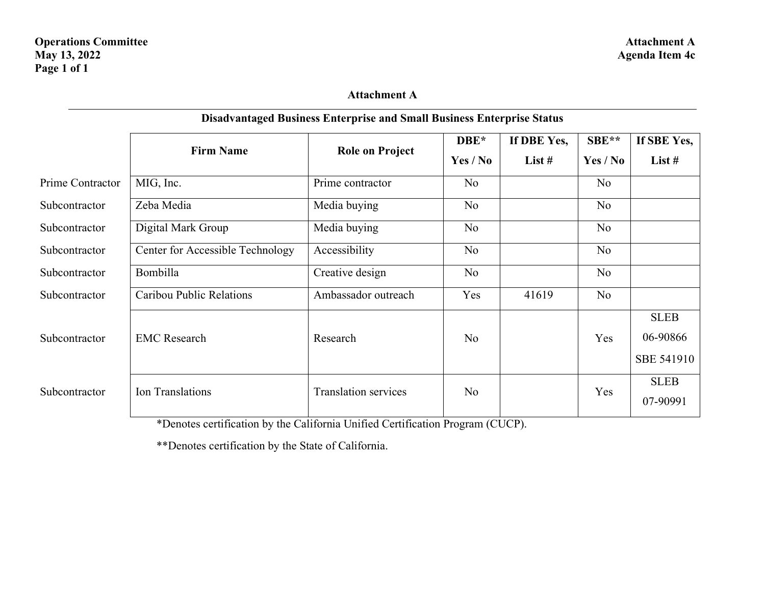# Attachment A

## Disadvantaged Business Enterprise and Small Business Enterprise Status

| | Firm Name | Role on Project | DBE* Yes / No | If DBE Yes, List # | SBE** Yes / No | If SBE Yes, List # |
|---|---|---|---|---|---|---|
| Prime Contractor | MIG, Inc. | Prime contractor | No | | No | |
| Subcontractor | Zeba Media | Media buying | No | | No | |
| Subcontractor | Digital Mark Group | Media buying | No | | No | |
| Subcontractor | Center for Accessible Technology | Accessibility | No | | No | |
| Subcontractor | Bombilla | Creative design | No | | No | |
| Subcontractor | Caribou Public Relations | Ambassador outreach | Yes | 41619 | No | |
| Subcontractor | EMC Research | Research | No | | Yes | SLEB 06-90866 SBE 541910 |
| Subcontractor | Ion Translations | Translation services | No | | Yes | SLEB 07-90991 |

*Denotes certification by the California Unified Certification Program (CUCP).

**Denotes certification by the State of California.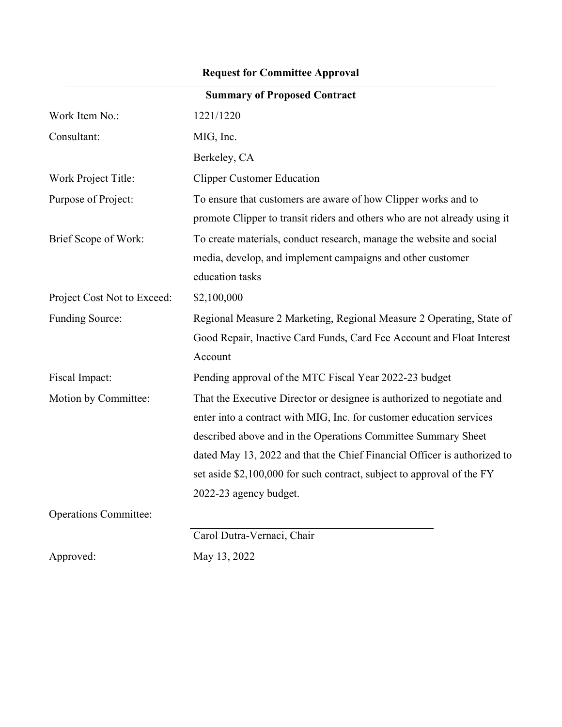**Request for Committee Approval**

---

**Summary of Proposed Contract**

| | |
|---|---|
| Work Item No.: | 1221/1220 |
| Consultant: | MIG, Inc.<br>Berkeley, CA |
| Work Project Title: | Clipper Customer Education |
| Purpose of Project: | To ensure that customers are aware of how Clipper works and to promote Clipper to transit riders and others who are not already using it |
| Brief Scope of Work: | To create materials, conduct research, manage the website and social media, develop, and implement campaigns and other customer education tasks |
| Project Cost Not to Exceed: | $2,100,000 |
| Funding Source: | Regional Measure 2 Marketing, Regional Measure 2 Operating, State of Good Repair, Inactive Card Funds, Card Fee Account and Float Interest Account |
| Fiscal Impact: | Pending approval of the MTC Fiscal Year 2022-23 budget |
| Motion by Committee: | That the Executive Director or designee is authorized to negotiate and enter into a contract with MIG, Inc. for customer education services described above and in the Operations Committee Summary Sheet dated May 13, 2022 and that the Chief Financial Officer is authorized to set aside $2,100,000 for such contract, subject to approval of the FY 2022-23 agency budget. |
| Operations Committee: | \_\_\_\_\_\_\_\_\_\_\_\_\_\_\_\_\_\_\_\_\_\_\_\_\_\_\_\_\_\_\_\_<br>Carol Dutra-Vernaci, Chair |
| Approved: | May 13, 2022 |